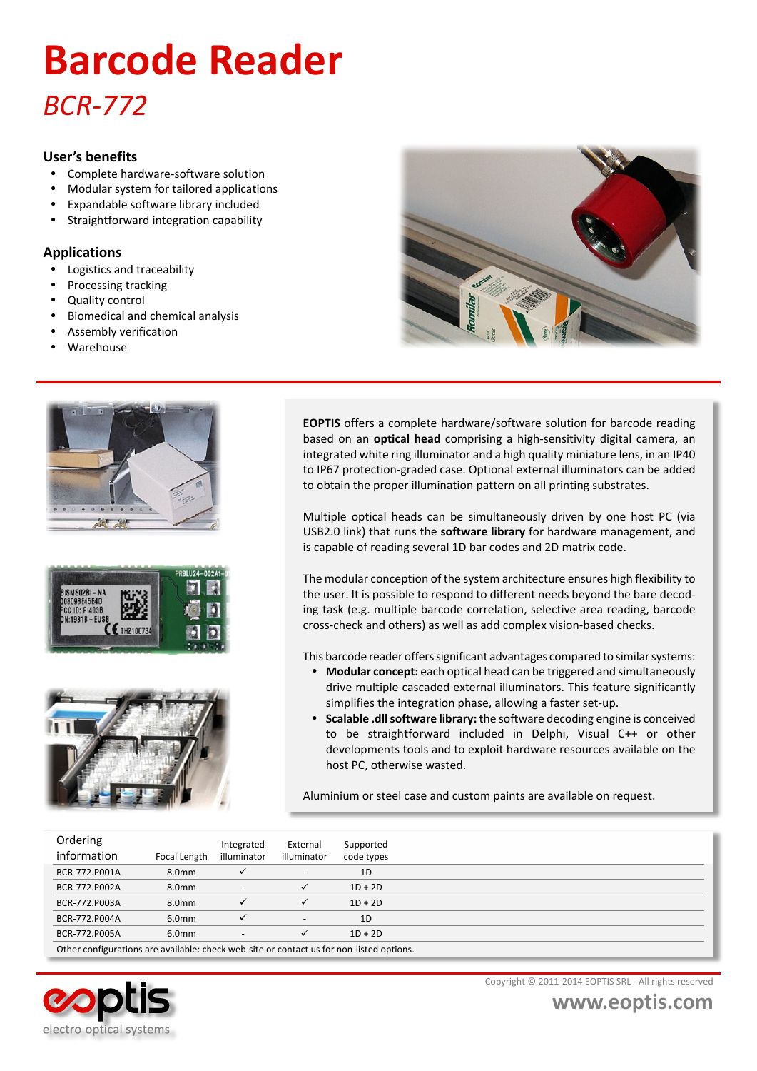# Barcode Reader

## *BCR-772*

### User's benefits

- Complete hardware-software solution
- Modular system for tailored applications
- Expandable software library included
- Straightforward integration capability

### Applications

- Logistics and traceability
- Processing tracking
- Quality control
- Biomedical and chemical analysis
- Assembly verification
- Warehouse

**EOPTIS** offers a complete hardware/software solution for barcode reading based on an **optical head** comprising a high-sensitivity digital camera, an integrated white ring illuminator and a high quality miniature lens, in an IP40 to IP67 protection-graded case. Optional external illuminators can be added to obtain the proper illumination pattern on all printing substrates.

Multiple optical heads can be simultaneously driven by one host PC (via USB2.0 link) that runs the **software library** for hardware management, and is capable of reading several 1D bar codes and 2D matrix code.

The modular conception of the system architecture ensures high flexibility to the user. It is possible to respond to different needs beyond the bare decoding task (e.g. multiple barcode correlation, selective area reading, barcode cross-check and others) as well as add complex vision-based checks.

This barcode reader offers significant advantages compared to similar systems:

- **Modular concept:** each optical head can be triggered and simultaneously drive multiple cascaded external illuminators. This feature significantly simplifies the integration phase, allowing a faster set-up.
- **Scalable .dll software library:** the software decoding engine is conceived to be straightforward included in Delphi, Visual C++ or other developments tools and to exploit hardware resources available on the host PC, otherwise wasted.

Aluminium or steel case and custom paints are available on request.

| Ordering information | Focal Length | Integrated illuminator | External illuminator | Supported code types |
|---|---|---|---|---|
| BCR-772.P001A | 8.0mm | ✓ | - | 1D |
| BCR-772.P002A | 8.0mm | - | ✓ | 1D + 2D |
| BCR-772.P003A | 8.0mm | ✓ | ✓ | 1D + 2D |
| BCR-772.P004A | 6.0mm | ✓ | - | 1D |
| BCR-772.P005A | 6.0mm | - | ✓ | 1D + 2D |

Other configurations are available: check web-site or contact us for non-listed options.

eoptis
electro optical systems

Copyright © 2011-2014 EOPTIS SRL - All rights reserved

www.eoptis.com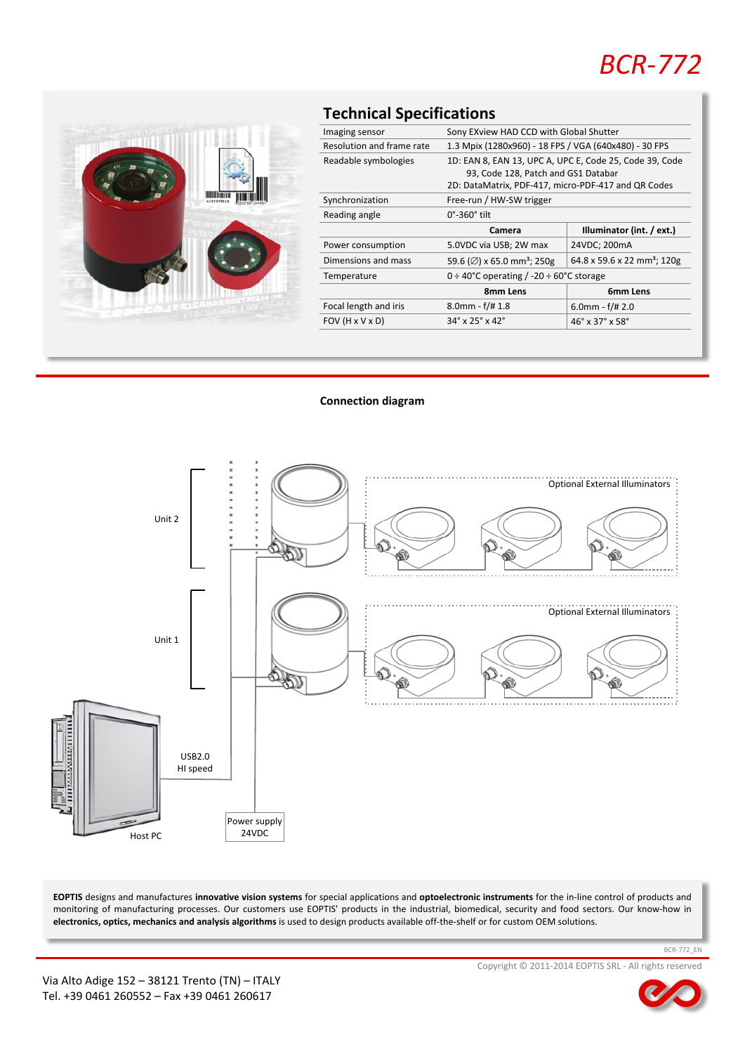# BCR-772

## Technical Specifications

| | | |
|---|---|---|
| Imaging sensor | Sony EXview HAD CCD with Global Shutter | |
| Resolution and frame rate | 1.3 Mpix (1280x960) - 18 FPS / VGA (640x480) - 30 FPS | |
| Readable symbologies | 1D: EAN 8, EAN 13, UPC A, UPC E, Code 25, Code 39, Code 93, Code 128, Patch and GS1 Databar<br>2D: DataMatrix, PDF-417, micro-PDF-417 and QR Codes | |
| Synchronization | Free-run / HW-SW trigger | |
| Reading angle | 0°-360° tilt | |
| | **Camera** | **Illuminator (int. / ext.)** |
| Power consumption | 5.0VDC via USB; 2W max | 24VDC; 200mA |
| Dimensions and mass | 59.6 (∅) x 65.0 mm³; 250g | 64.8 x 59.6 x 22 mm³; 120g |
| Temperature | 0 ÷ 40°C operating / -20 ÷ 60°C storage | |
| | **8mm Lens** | **6mm Lens** |
| Focal length and iris | 8.0mm - f/# 1.8 | 6.0mm - f/# 2.0 |
| FOV (H x V x D) | 34° x 25° x 42° | 46° x 37° x 58° |

**Connection diagram**

Unit 2

Optional External Illuminators

Unit 1

Optional External Illuminators

USB2.0
HI speed

Host PC

Power supply
24VDC

**EOPTIS** designs and manufactures **innovative vision systems** for special applications and **optoelectronic instruments** for the in-line control of products and monitoring of manufacturing processes. Our customers use EOPTIS' products in the industrial, biomedical, security and food sectors. Our know-how in **electronics, optics, mechanics and analysis algorithms** is used to design products available off-the-shelf or for custom OEM solutions.

BCR-772_EN

Copyright © 2011-2014 EOPTIS SRL - All rights reserved

Via Alto Adige 152 – 38121 Trento (TN) – ITALY
Tel. +39 0461 260552 – Fax +39 0461 260617